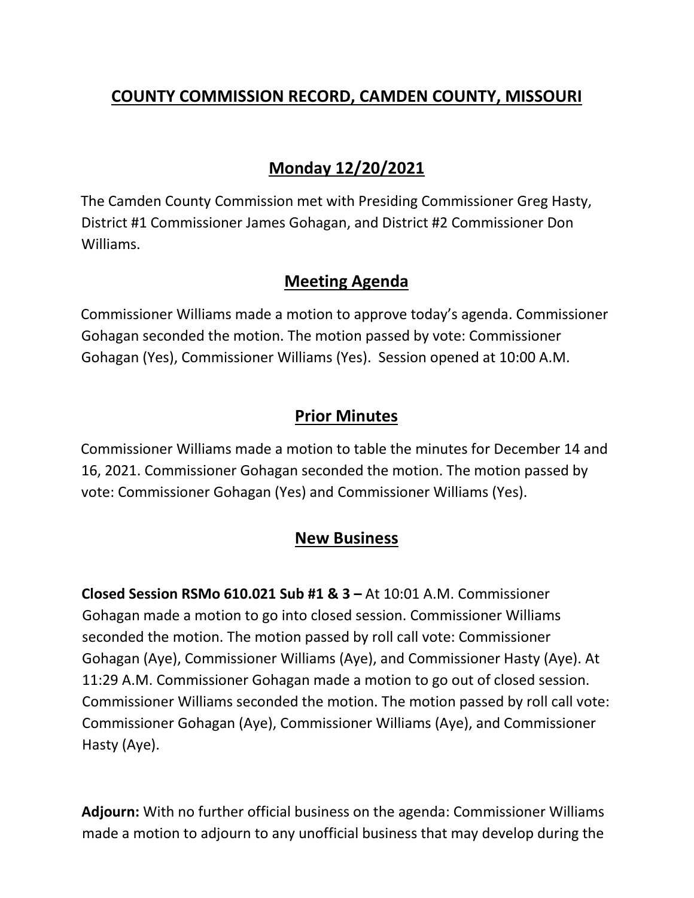# COUNTY COMMISSION RECORD, CAMDEN COUNTY, MISSOURI

## Monday 12/20/2021

The Camden County Commission met with Presiding Commissioner Greg Hasty, District #1 Commissioner James Gohagan, and District #2 Commissioner Don Williams.

## Meeting Agenda

Commissioner Williams made a motion to approve today's agenda. Commissioner Gohagan seconded the motion. The motion passed by vote: Commissioner Gohagan (Yes), Commissioner Williams (Yes). Session opened at 10:00 A.M.

## Prior Minutes

Commissioner Williams made a motion to table the minutes for December 14 and 16, 2021. Commissioner Gohagan seconded the motion. The motion passed by vote: Commissioner Gohagan (Yes) and Commissioner Williams (Yes).

## New Business

**Closed Session RSMo 610.021 Sub #1 & 3 –** At 10:01 A.M. Commissioner Gohagan made a motion to go into closed session. Commissioner Williams seconded the motion. The motion passed by roll call vote: Commissioner Gohagan (Aye), Commissioner Williams (Aye), and Commissioner Hasty (Aye). At 11:29 A.M. Commissioner Gohagan made a motion to go out of closed session. Commissioner Williams seconded the motion. The motion passed by roll call vote: Commissioner Gohagan (Aye), Commissioner Williams (Aye), and Commissioner Hasty (Aye).

**Adjourn:** With no further official business on the agenda: Commissioner Williams made a motion to adjourn to any unofficial business that may develop during the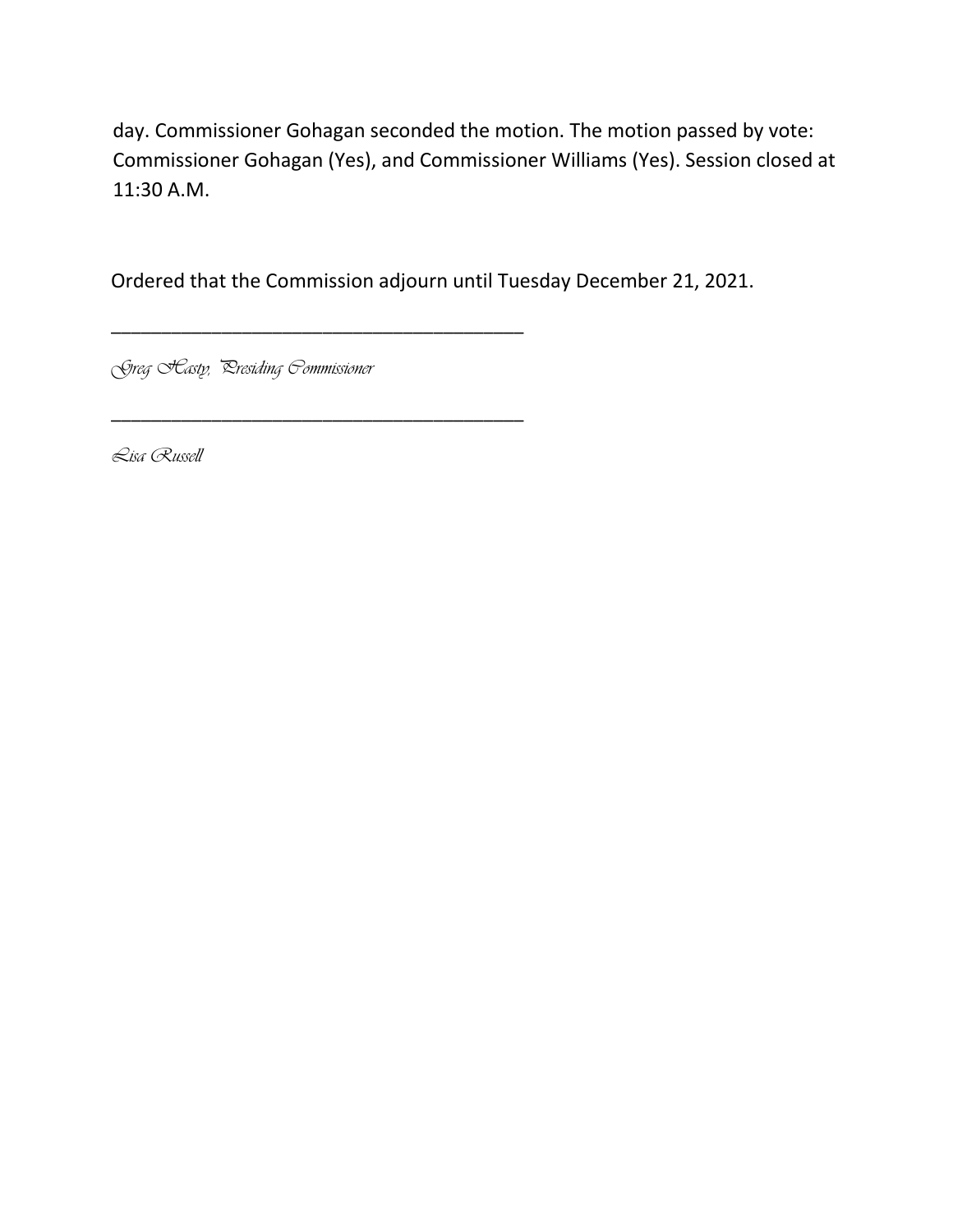day. Commissioner Gohagan seconded the motion. The motion passed by vote: Commissioner Gohagan (Yes), and Commissioner Williams (Yes). Session closed at 11:30 A.M.

Ordered that the Commission adjourn until Tuesday December 21, 2021.

\_\_\_\_\_\_\_\_\_\_\_\_\_\_\_\_\_\_\_\_\_\_\_\_\_\_\_\_\_\_\_\_\_\_\_\_\_\_\_\_

*Greg Hasty, Presiding Commissioner*

\_\_\_\_\_\_\_\_\_\_\_\_\_\_\_\_\_\_\_\_\_\_\_\_\_\_\_\_\_\_\_\_\_\_\_\_\_\_\_\_

*Lisa Russell*